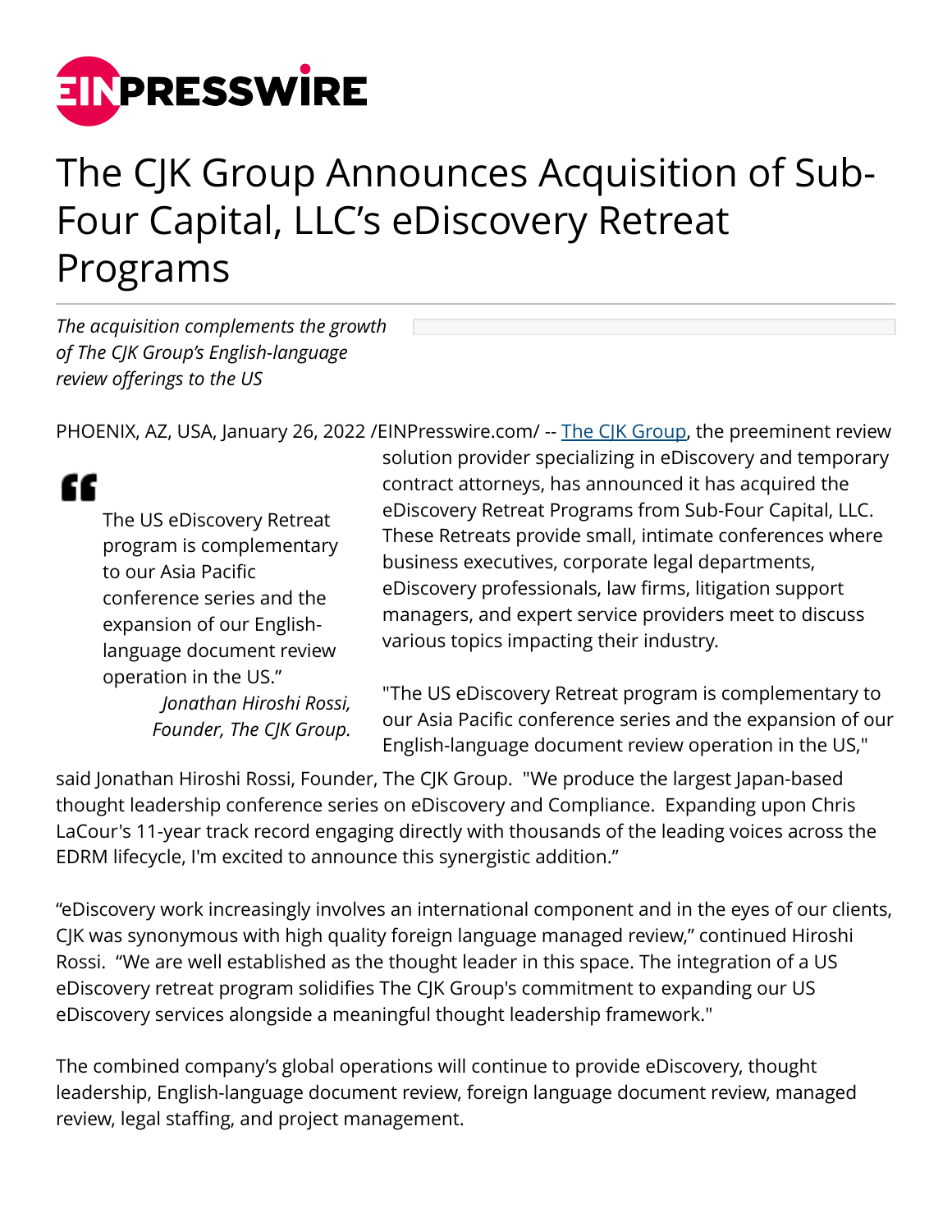# The CJK Group Announces Acquisition of Sub-Four Capital, LLC's eDiscovery Retreat Programs

*The acquisition complements the growth of The CJK Group's English-language review offerings to the US*

PHOENIX, AZ, USA, January 26, 2022 /EINPresswire.com/ -- [The CJK Group](), the preeminent review solution provider specializing in eDiscovery and temporary contract attorneys, has announced it has acquired the eDiscovery Retreat Programs from Sub-Four Capital, LLC. These Retreats provide small, intimate conferences where business executives, corporate legal departments, eDiscovery professionals, law firms, litigation support managers, and expert service providers meet to discuss various topics impacting their industry.

> The US eDiscovery Retreat program is complementary to our Asia Pacific conference series and the expansion of our English-language document review operation in the US."
>
> *Jonathan Hiroshi Rossi, Founder, The CJK Group.*

"The US eDiscovery Retreat program is complementary to our Asia Pacific conference series and the expansion of our English-language document review operation in the US," said Jonathan Hiroshi Rossi, Founder, The CJK Group. "We produce the largest Japan-based thought leadership conference series on eDiscovery and Compliance. Expanding upon Chris LaCour's 11-year track record engaging directly with thousands of the leading voices across the EDRM lifecycle, I'm excited to announce this synergistic addition."

"eDiscovery work increasingly involves an international component and in the eyes of our clients, CJK was synonymous with high quality foreign language managed review," continued Hiroshi Rossi. "We are well established as the thought leader in this space. The integration of a US eDiscovery retreat program solidifies The CJK Group's commitment to expanding our US eDiscovery services alongside a meaningful thought leadership framework."

The combined company's global operations will continue to provide eDiscovery, thought leadership, English-language document review, foreign language document review, managed review, legal staffing, and project management.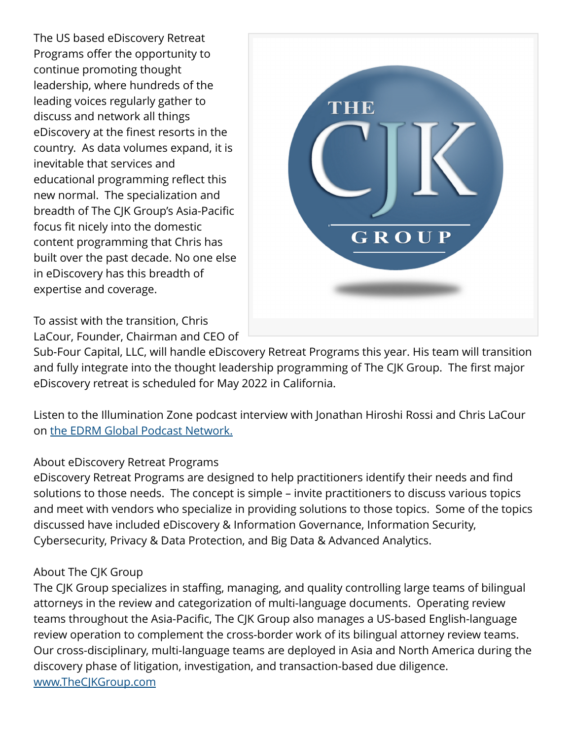The US based eDiscovery Retreat Programs offer the opportunity to continue promoting thought leadership, where hundreds of the leading voices regularly gather to discuss and network all things eDiscovery at the finest resorts in the country. As data volumes expand, it is inevitable that services and educational programming reflect this new normal. The specialization and breadth of The CJK Group's Asia-Pacific focus fit nicely into the domestic content programming that Chris has built over the past decade. No one else in eDiscovery has this breadth of expertise and coverage.

To assist with the transition, Chris LaCour, Founder, Chairman and CEO of Sub-Four Capital, LLC, will handle eDiscovery Retreat Programs this year. His team will transition and fully integrate into the thought leadership programming of The CJK Group. The first major eDiscovery retreat is scheduled for May 2022 in California.

Listen to the Illumination Zone podcast interview with Jonathan Hiroshi Rossi and Chris LaCour on [the EDRM Global Podcast Network.]()

About eDiscovery Retreat Programs
eDiscovery Retreat Programs are designed to help practitioners identify their needs and find solutions to those needs. The concept is simple – invite practitioners to discuss various topics and meet with vendors who specialize in providing solutions to those topics. Some of the topics discussed have included eDiscovery & Information Governance, Information Security, Cybersecurity, Privacy & Data Protection, and Big Data & Advanced Analytics.

About The CJK Group
The CJK Group specializes in staffing, managing, and quality controlling large teams of bilingual attorneys in the review and categorization of multi-language documents. Operating review teams throughout the Asia-Pacific, The CJK Group also manages a US-based English-language review operation to complement the cross-border work of its bilingual attorney review teams. Our cross-disciplinary, multi-language teams are deployed in Asia and North America during the discovery phase of litigation, investigation, and transaction-based due diligence.
[www.TheCJKGroup.com](www.TheCJKGroup.com)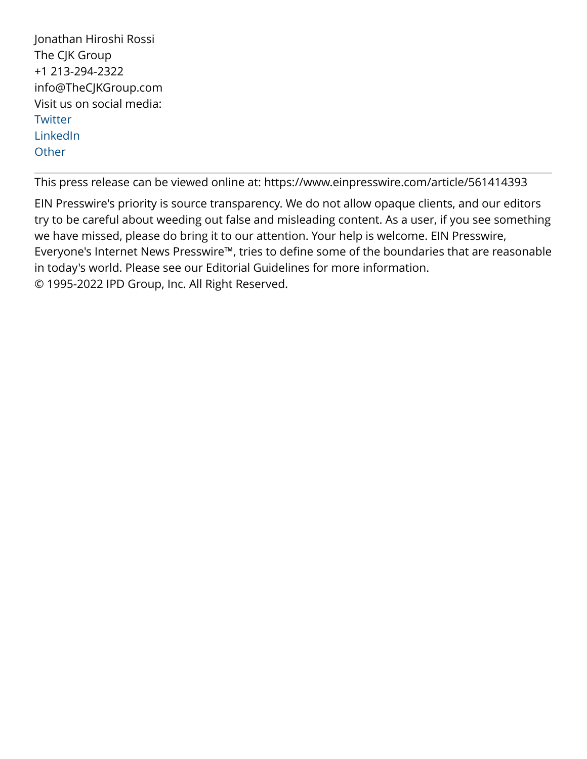Jonathan Hiroshi Rossi
The CJK Group
+1 213-294-2322
info@TheCJKGroup.com
Visit us on social media:
Twitter
LinkedIn
Other

---

This press release can be viewed online at: https://www.einpresswire.com/article/561414393

EIN Presswire's priority is source transparency. We do not allow opaque clients, and our editors try to be careful about weeding out false and misleading content. As a user, if you see something we have missed, please do bring it to our attention. Your help is welcome. EIN Presswire, Everyone's Internet News Presswire™, tries to define some of the boundaries that are reasonable in today's world. Please see our Editorial Guidelines for more information.
© 1995-2022 IPD Group, Inc. All Right Reserved.